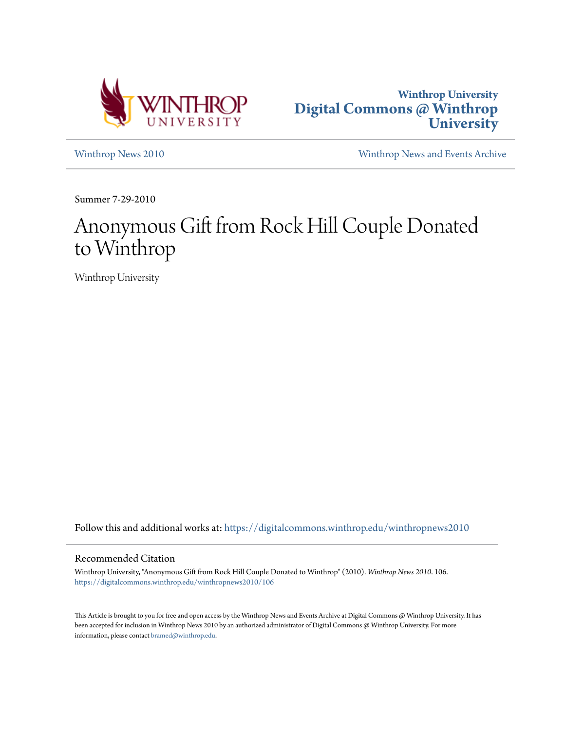Winthrop University
Digital Commons @ Winthrop University

Winthrop News 2010

Winthrop News and Events Archive

Summer 7-29-2010

# Anonymous Gift from Rock Hill Couple Donated to Winthrop

Winthrop University

Follow this and additional works at: https://digitalcommons.winthrop.edu/winthropnews2010

## Recommended Citation

Winthrop University, "Anonymous Gift from Rock Hill Couple Donated to Winthrop" (2010). *Winthrop News 2010*. 106.
https://digitalcommons.winthrop.edu/winthropnews2010/106

This Article is brought to you for free and open access by the Winthrop News and Events Archive at Digital Commons @ Winthrop University. It has been accepted for inclusion in Winthrop News 2010 by an authorized administrator of Digital Commons @ Winthrop University. For more information, please contact bramed@winthrop.edu.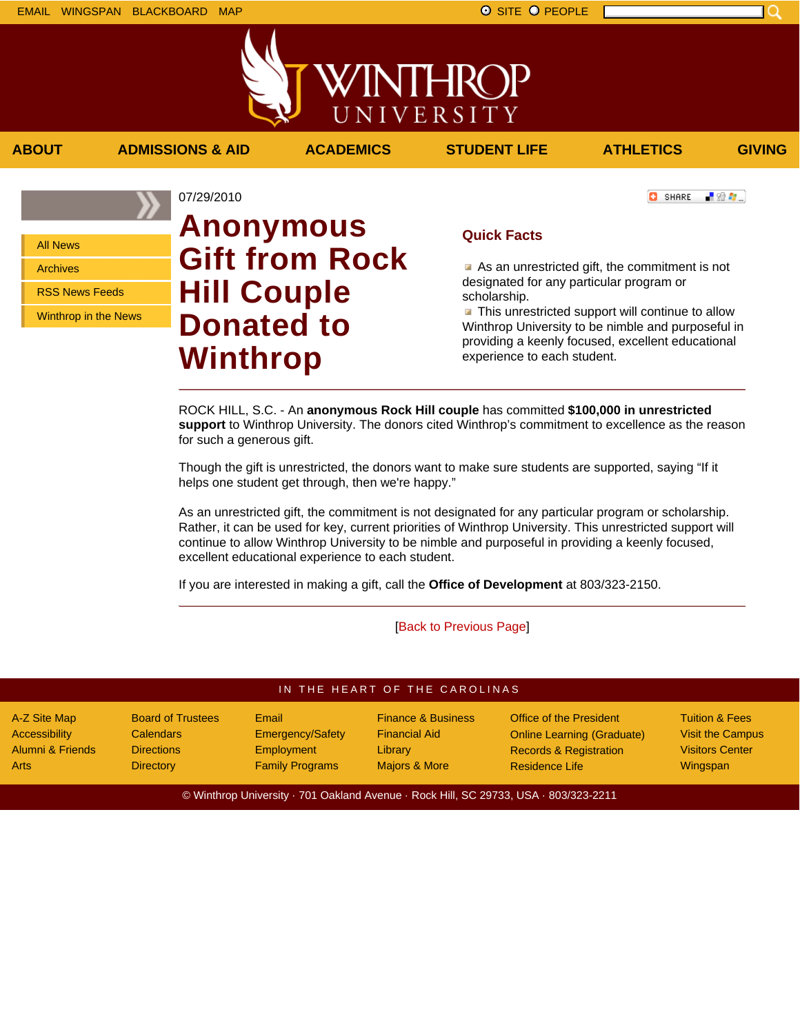EMAIL WINGSPAN BLACKBOARD MAP

SITE PEOPLE

WINTHROP UNIVERSITY

ABOUT | ADMISSIONS & AID | ACADEMICS | STUDENT LIFE | ATHLETICS | GIVING

- All News
- Archives
- RSS News Feeds
- Winthrop in the News

07/29/2010

# Anonymous Gift from Rock Hill Couple Donated to Winthrop

SHARE

## Quick Facts

- As an unrestricted gift, the commitment is not designated for any particular program or scholarship.
- This unrestricted support will continue to allow Winthrop University to be nimble and purposeful in providing a keenly focused, excellent educational experience to each student.

---

ROCK HILL, S.C. - An **anonymous Rock Hill couple** has committed **$100,000 in unrestricted support** to Winthrop University. The donors cited Winthrop's commitment to excellence as the reason for such a generous gift.

Though the gift is unrestricted, the donors want to make sure students are supported, saying "If it helps one student get through, then we're happy."

As an unrestricted gift, the commitment is not designated for any particular program or scholarship. Rather, it can be used for key, current priorities of Winthrop University. This unrestricted support will continue to allow Winthrop University to be nimble and purposeful in providing a keenly focused, excellent educational experience to each student.

If you are interested in making a gift, call the **Office of Development** at 803/323-2150.

---

[Back to Previous Page]

IN THE HEART OF THE CAROLINAS

A-Z Site Map
Accessibility
Alumni & Friends
Arts
Board of Trustees
Calendars
Directions
Directory
Email
Emergency/Safety
Employment
Family Programs
Finance & Business
Financial Aid
Library
Majors & More
Office of the President
Online Learning (Graduate)
Records & Registration
Residence Life
Tuition & Fees
Visit the Campus
Visitors Center
Wingspan

© Winthrop University · 701 Oakland Avenue · Rock Hill, SC 29733, USA · 803/323-2211